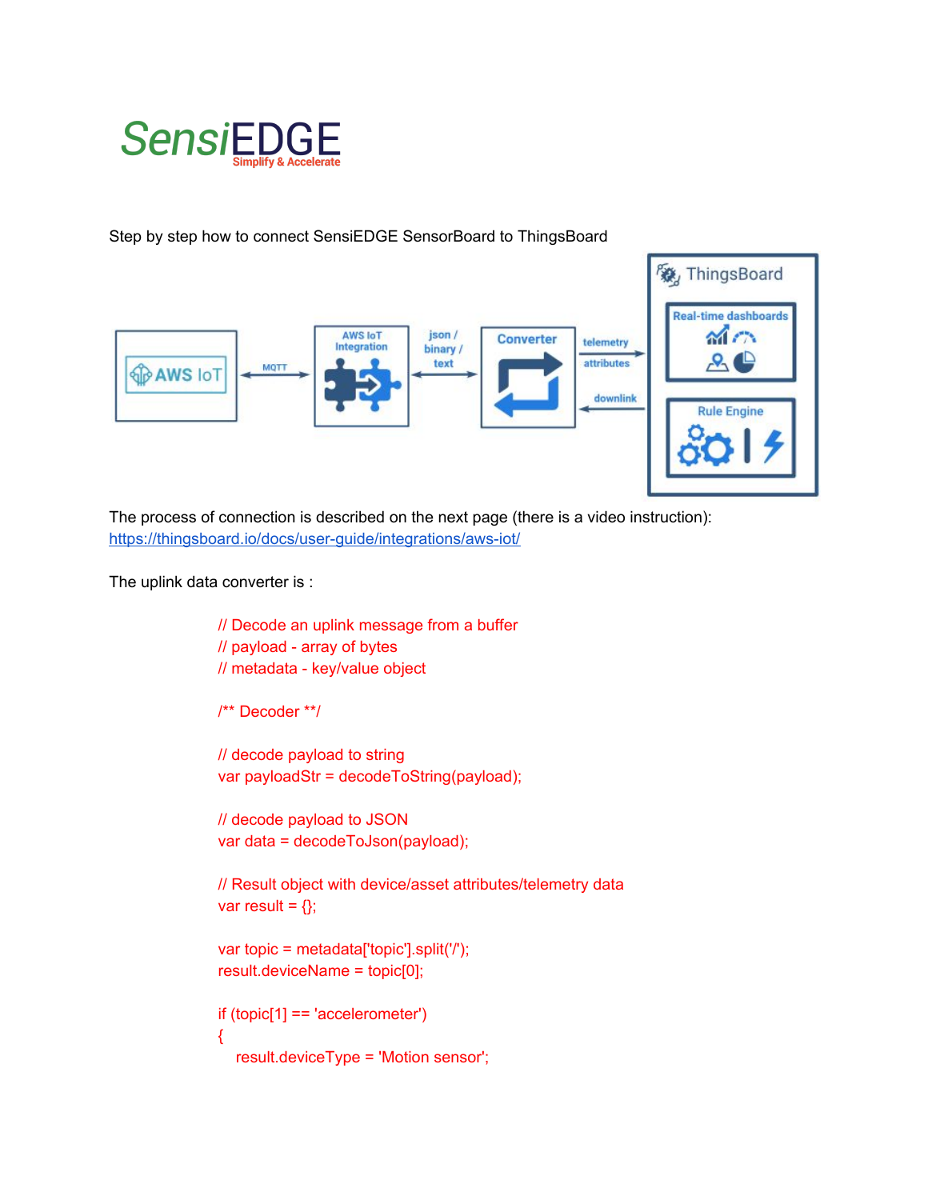SensiEDGE
Simplify & Accelerate

Step by step how to connect SensiEDGE SensorBoard to ThingsBoard

The process of connection is described on the next page (there is a video instruction):
https://thingsboard.io/docs/user-guide/integrations/aws-iot/

The uplink data converter is :

```
// Decode an uplink message from a buffer
// payload - array of bytes
// metadata - key/value object

/** Decoder **/

// decode payload to string
var payloadStr = decodeToString(payload);

// decode payload to JSON
var data = decodeToJson(payload);

// Result object with device/asset attributes/telemetry data
var result = {};

var topic = metadata['topic'].split('/');
result.deviceName = topic[0];

if (topic[1] == 'accelerometer')
{
    result.deviceType = 'Motion sensor';
```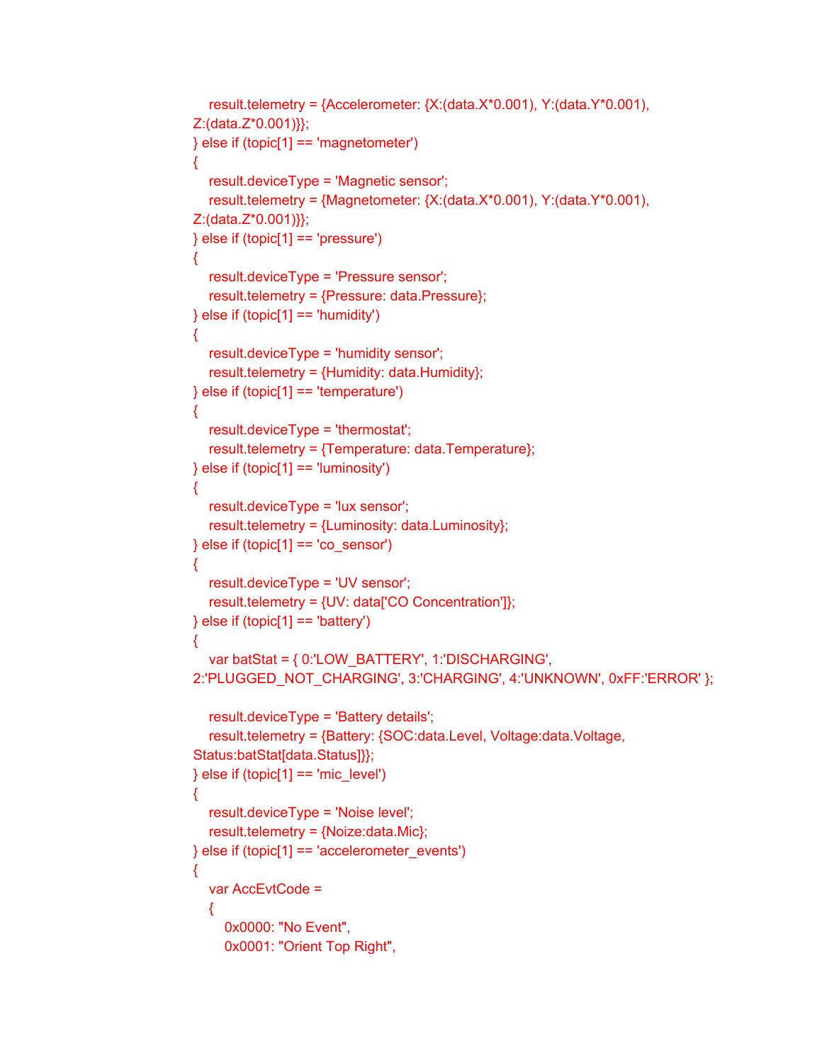```
    result.telemetry = {Accelerometer: {X:(data.X*0.001), Y:(data.Y*0.001),
Z:(data.Z*0.001)}};
} else if (topic[1] == 'magnetometer')
{
    result.deviceType = 'Magnetic sensor';
    result.telemetry = {Magnetometer: {X:(data.X*0.001), Y:(data.Y*0.001),
Z:(data.Z*0.001)}};
} else if (topic[1] == 'pressure')
{
    result.deviceType = 'Pressure sensor';
    result.telemetry = {Pressure: data.Pressure};
} else if (topic[1] == 'humidity')
{
    result.deviceType = 'humidity sensor';
    result.telemetry = {Humidity: data.Humidity};
} else if (topic[1] == 'temperature')
{
    result.deviceType = 'thermostat';
    result.telemetry = {Temperature: data.Temperature};
} else if (topic[1] == 'luminosity')
{
    result.deviceType = 'lux sensor';
    result.telemetry = {Luminosity: data.Luminosity};
} else if (topic[1] == 'co_sensor')
{
    result.deviceType = 'UV sensor';
    result.telemetry = {UV: data['CO Concentration']};
} else if (topic[1] == 'battery')
{
    var batStat = { 0:'LOW_BATTERY', 1:'DISCHARGING',
2:'PLUGGED_NOT_CHARGING', 3:'CHARGING', 4:'UNKNOWN', 0xFF:'ERROR' };

    result.deviceType = 'Battery details';
    result.telemetry = {Battery: {SOC:data.Level, Voltage:data.Voltage,
Status:batStat[data.Status]}};
} else if (topic[1] == 'mic_level')
{
    result.deviceType = 'Noise level';
    result.telemetry = {Noize:data.Mic};
} else if (topic[1] == 'accelerometer_events')
{
    var AccEvtCode =
    {
        0x0000: "No Event",
        0x0001: "Orient Top Right",
```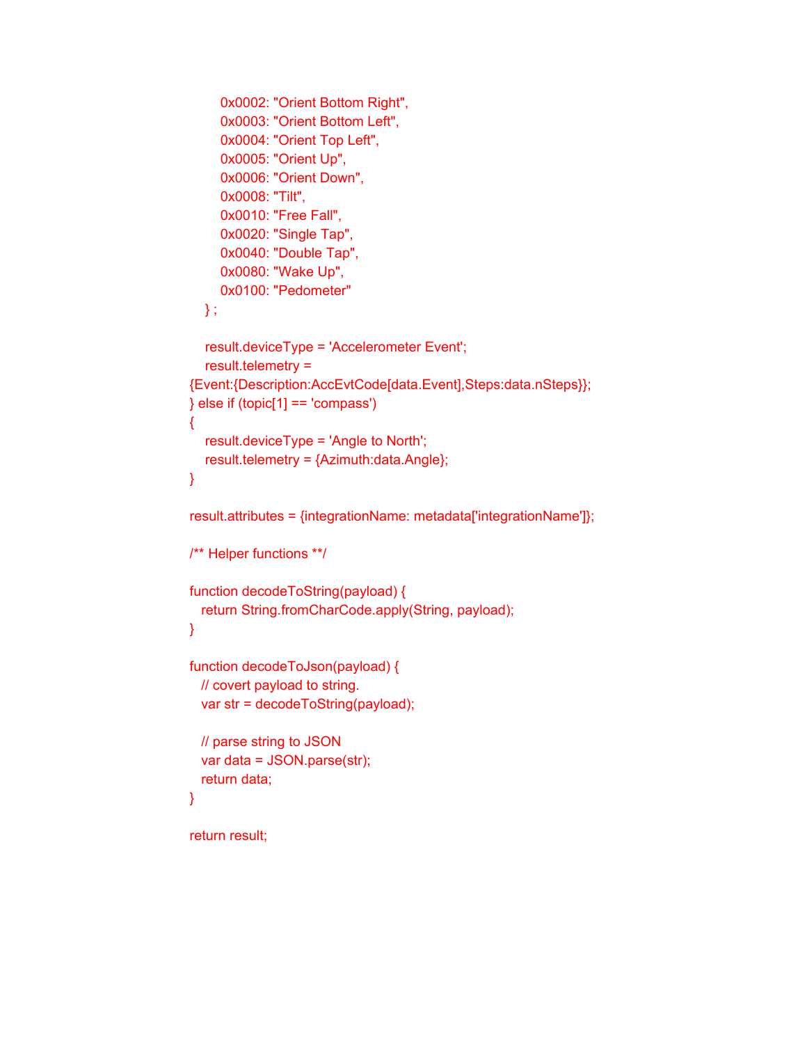```
        0x0002: "Orient Bottom Right",
        0x0003: "Orient Bottom Left",
        0x0004: "Orient Top Left",
        0x0005: "Orient Up",
        0x0006: "Orient Down",
        0x0008: "Tilt",
        0x0010: "Free Fall",
        0x0020: "Single Tap",
        0x0040: "Double Tap",
        0x0080: "Wake Up",
        0x0100: "Pedometer"
    } ;

    result.deviceType = 'Accelerometer Event';
    result.telemetry =
{Event:{Description:AccEvtCode[data.Event],Steps:data.nSteps}};
} else if (topic[1] == 'compass')
{
    result.deviceType = 'Angle to North';
    result.telemetry = {Azimuth:data.Angle};
}

result.attributes = {integrationName: metadata['integrationName']};

/** Helper functions **/

function decodeToString(payload) {
   return String.fromCharCode.apply(String, payload);
}

function decodeToJson(payload) {
   // covert payload to string.
   var str = decodeToString(payload);

   // parse string to JSON
   var data = JSON.parse(str);
   return data;
}

return result;
```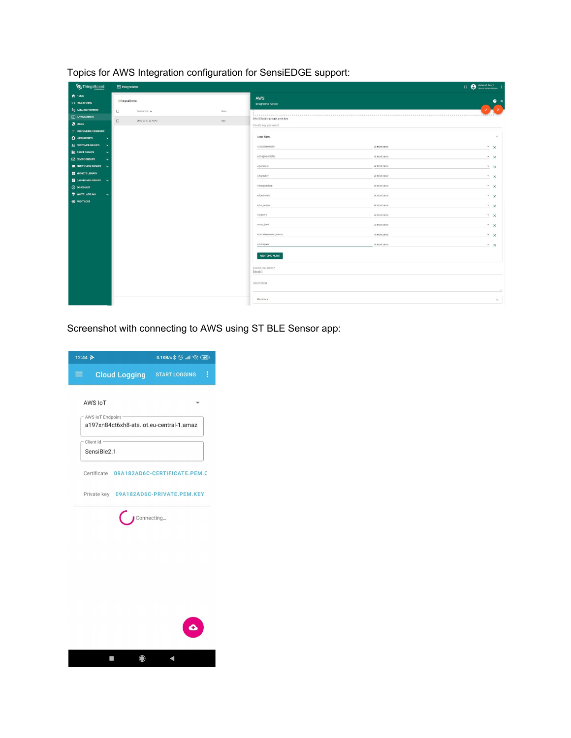Topics for AWS Integration configuration for SensiEDGE support:

Screenshot with connecting to AWS using ST BLE Sensor app: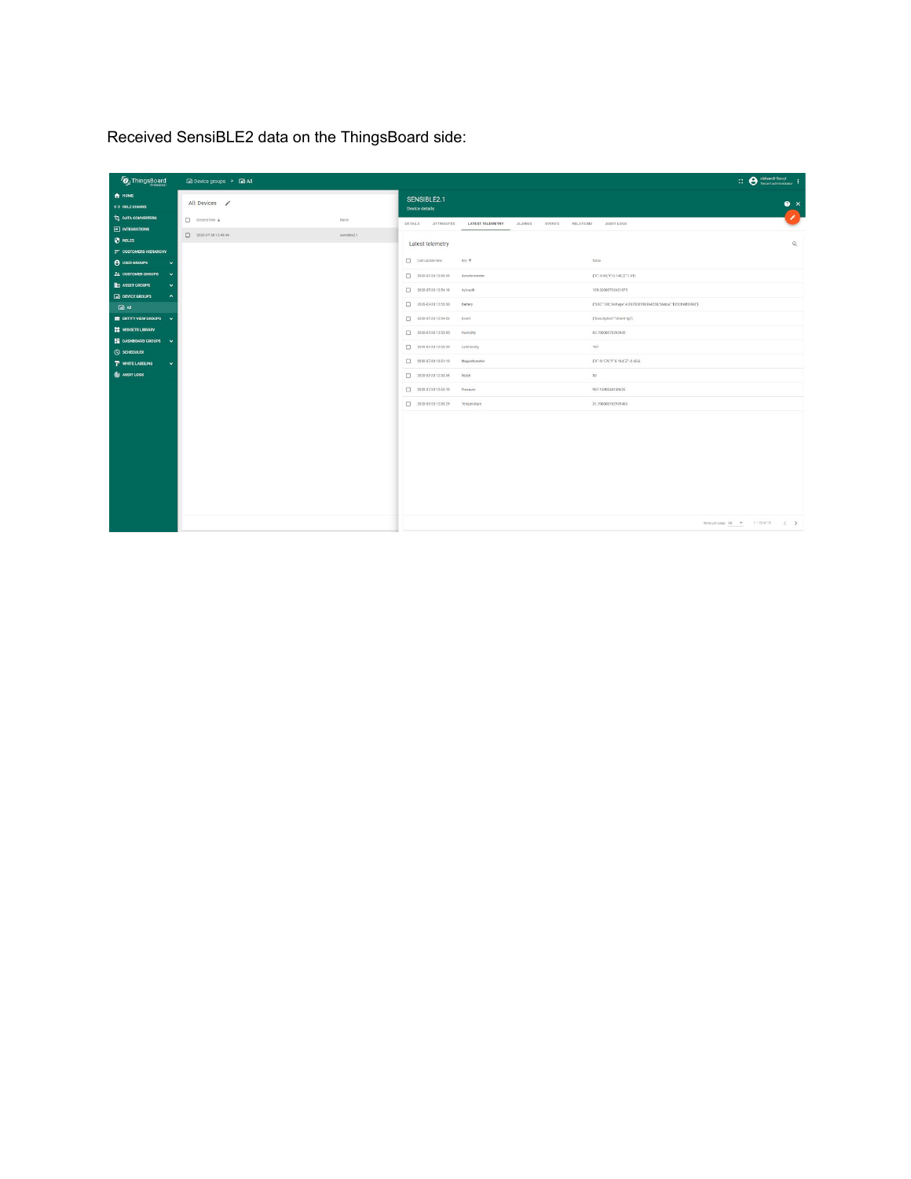Received SensiBLE2 data on the ThingsBoard side: